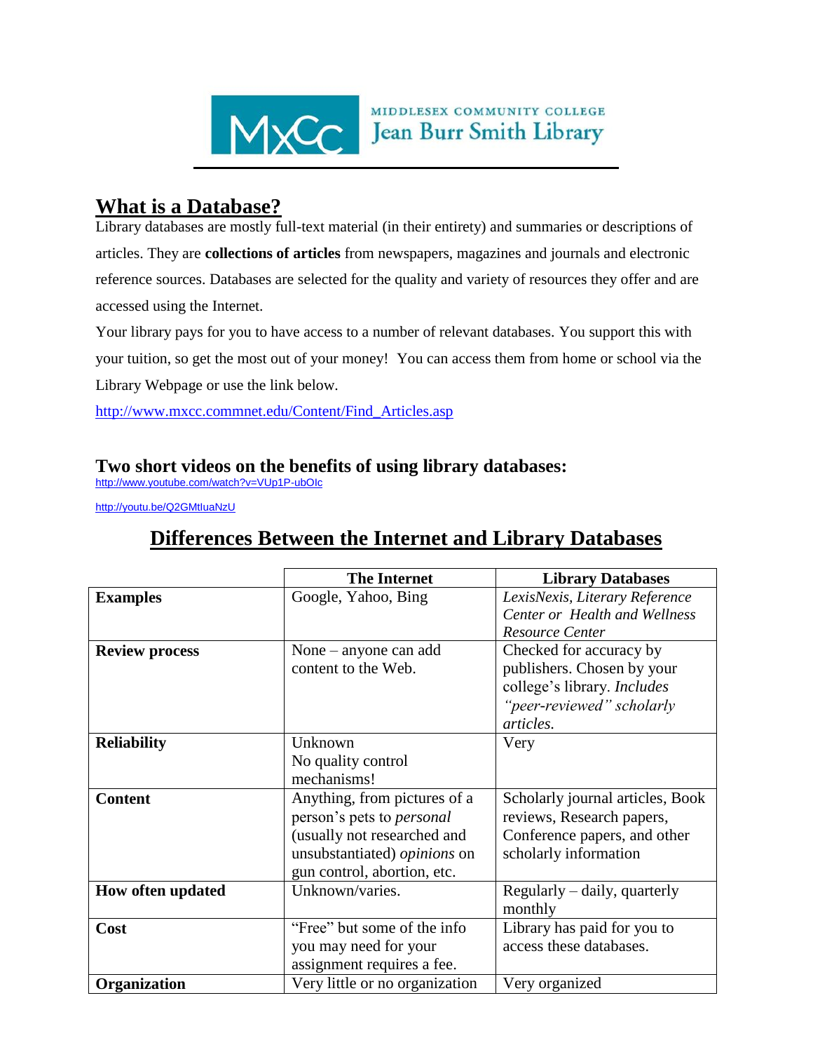MIDDLESEX COMMUNITY COLLEGE
Jean Burr Smith Library

## What is a Database?

Library databases are mostly full-text material (in their entirety) and summaries or descriptions of articles. They are **collections of articles** from newspapers, magazines and journals and electronic reference sources. Databases are selected for the quality and variety of resources they offer and are accessed using the Internet.

Your library pays for you to have access to a number of relevant databases. You support this with your tuition, so get the most out of your money! You can access them from home or school via the Library Webpage or use the link below.

http://www.mxcc.commnet.edu/Content/Find_Articles.asp

### Two short videos on the benefits of using library databases:

http://www.youtube.com/watch?v=VUp1P-ubOIc

http://youtu.be/Q2GMtIuaNzU

## Differences Between the Internet and Library Databases

| | The Internet | Library Databases |
|---|---|---|
| **Examples** | Google, Yahoo, Bing | *LexisNexis, Literary Reference Center or Health and Wellness Resource Center* |
| **Review process** | None – anyone can add content to the Web. | Checked for accuracy by publishers. Chosen by your college's library. *Includes "peer-reviewed" scholarly articles.* |
| **Reliability** | Unknown<br>No quality control mechanisms! | Very |
| **Content** | Anything, from pictures of a person's pets to *personal* (usually not researched and unsubstantiated) *opinions* on gun control, abortion, etc. | Scholarly journal articles, Book reviews, Research papers, Conference papers, and other scholarly information |
| **How often updated** | Unknown/varies. | Regularly – daily, quarterly monthly |
| **Cost** | "Free" but some of the info you may need for your assignment requires a fee. | Library has paid for you to access these databases. |
| **Organization** | Very little or no organization | Very organized |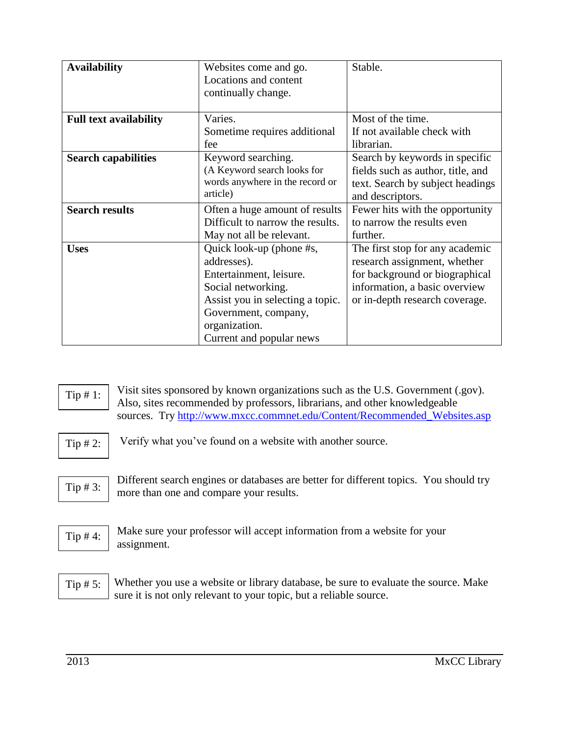| | | |
|---|---|---|
| **Availability** | Websites come and go. Locations and content continually change. | Stable. |
| **Full text availability** | Varies. Sometime requires additional fee | Most of the time. If not available check with librarian. |
| **Search capabilities** | Keyword searching. (A Keyword search looks for words anywhere in the record or article) | Search by keywords in specific fields such as author, title, and text. Search by subject headings and descriptors. |
| **Search results** | Often a huge amount of results Difficult to narrow the results. May not all be relevant. | Fewer hits with the opportunity to narrow the results even further. |
| **Uses** | Quick look-up (phone #s, addresses). Entertainment, leisure. Social networking. Assist you in selecting a topic. Government, company, organization. Current and popular news | The first stop for any academic research assignment, whether for background or biographical information, a basic overview or in-depth research coverage. |

Tip # 1: Visit sites sponsored by known organizations such as the U.S. Government (.gov). Also, sites recommended by professors, librarians, and other knowledgeable sources. Try http://www.mxcc.commnet.edu/Content/Recommended_Websites.asp

Tip # 2: Verify what you've found on a website with another source.

Tip # 3: Different search engines or databases are better for different topics. You should try more than one and compare your results.

Tip # 4: Make sure your professor will accept information from a website for your assignment.

Tip # 5: Whether you use a website or library database, be sure to evaluate the source. Make sure it is not only relevant to your topic, but a reliable source.